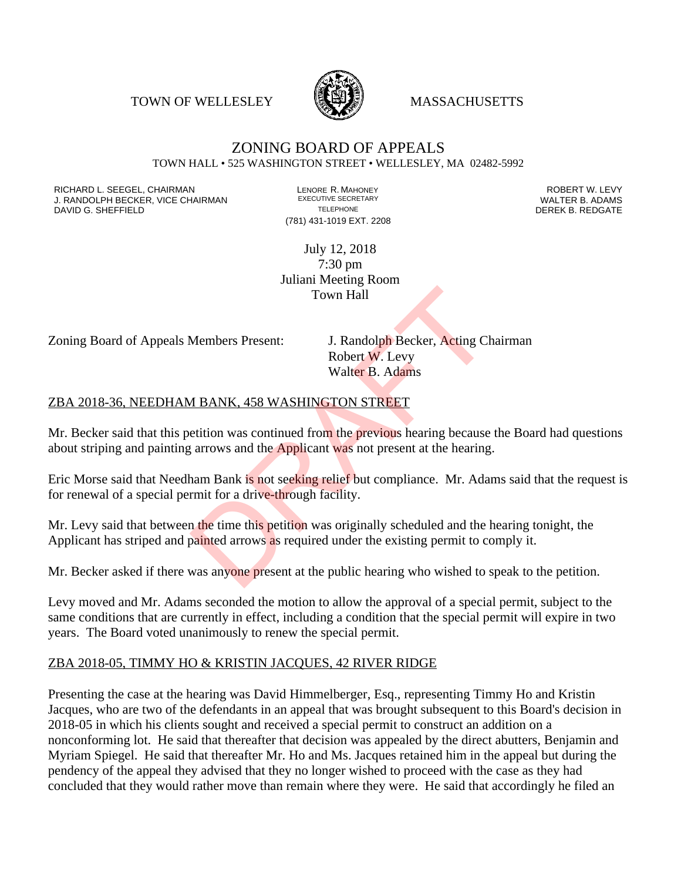TOWN OF WELLESLEY MASSACHUSETTS

# ZONING BOARD OF APPEALS

TOWN HALL • 525 WASHINGTON STREET • WELLESLEY, MA 02482-5992

RICHARD L. SEEGEL, CHAIRMAN
J. RANDOLPH BECKER, VICE CHAIRMAN
DAVID G. SHEFFIELD

LENORE R. MAHONEY
EXECUTIVE SECRETARY
TELEPHONE
(781) 431-1019 EXT. 2208

ROBERT W. LEVY
WALTER B. ADAMS
DEREK B. REDGATE

July 12, 2018
7:30 pm
Juliani Meeting Room
Town Hall

DRAFT

Zoning Board of Appeals Members Present: J. Randolph Becker, Acting Chairman
Robert W. Levy
Walter B. Adams

## ZBA 2018-36, NEEDHAM BANK, 458 WASHINGTON STREET

Mr. Becker said that this petition was continued from the previous hearing because the Board had questions about striping and painting arrows and the Applicant was not present at the hearing.

Eric Morse said that Needham Bank is not seeking relief but compliance. Mr. Adams said that the request is for renewal of a special permit for a drive-through facility.

Mr. Levy said that between the time this petition was originally scheduled and the hearing tonight, the Applicant has striped and painted arrows as required under the existing permit to comply it.

Mr. Becker asked if there was anyone present at the public hearing who wished to speak to the petition.

Levy moved and Mr. Adams seconded the motion to allow the approval of a special permit, subject to the same conditions that are currently in effect, including a condition that the special permit will expire in two years. The Board voted unanimously to renew the special permit.

## ZBA 2018-05, TIMMY HO & KRISTIN JACQUES, 42 RIVER RIDGE

Presenting the case at the hearing was David Himmelberger, Esq., representing Timmy Ho and Kristin Jacques, who are two of the defendants in an appeal that was brought subsequent to this Board's decision in 2018-05 in which his clients sought and received a special permit to construct an addition on a nonconforming lot. He said that thereafter that decision was appealed by the direct abutters, Benjamin and Myriam Spiegel. He said that thereafter Mr. Ho and Ms. Jacques retained him in the appeal but during the pendency of the appeal they advised that they no longer wished to proceed with the case as they had concluded that they would rather move than remain where they were. He said that accordingly he filed an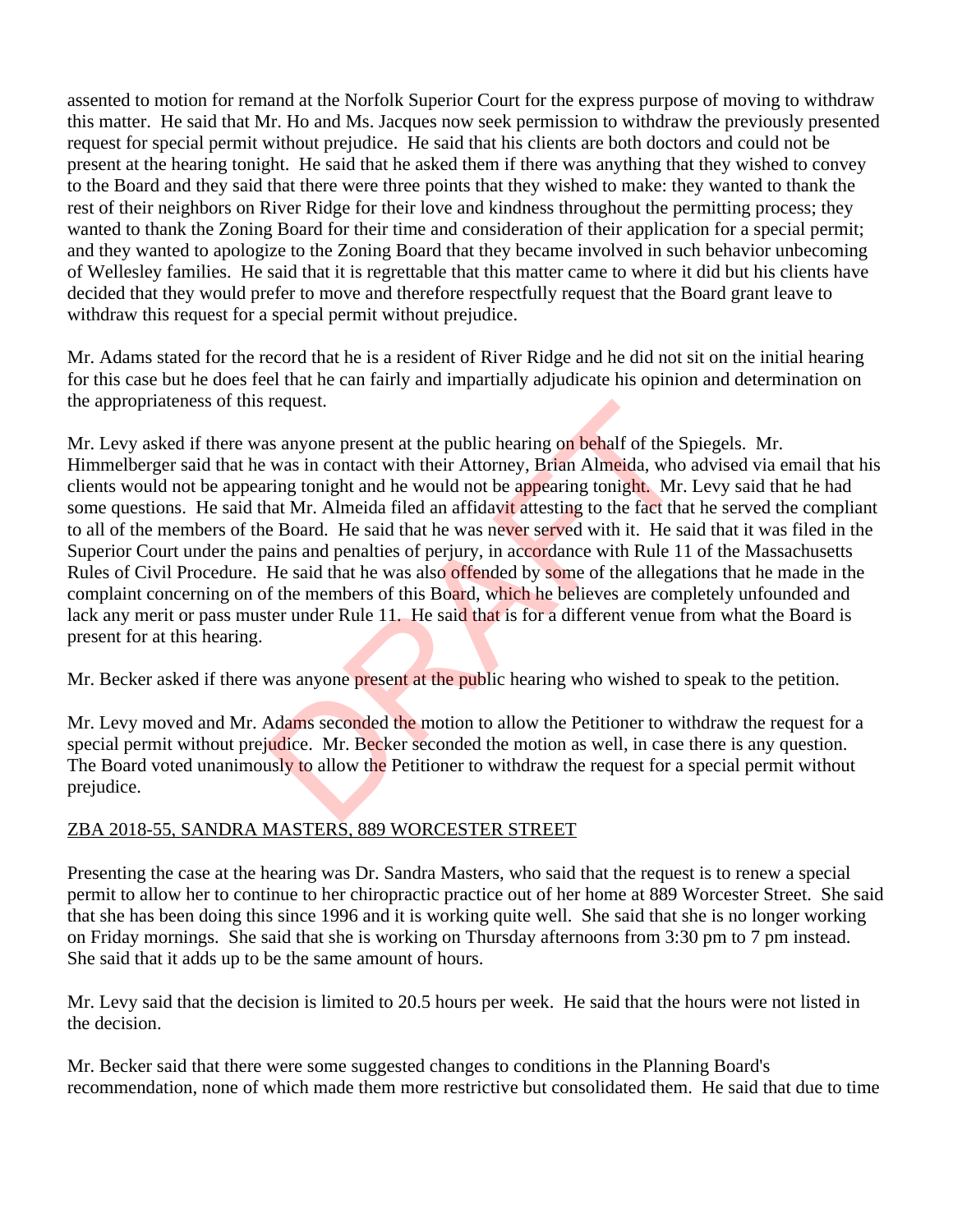assented to motion for remand at the Norfolk Superior Court for the express purpose of moving to withdraw this matter. He said that Mr. Ho and Ms. Jacques now seek permission to withdraw the previously presented request for special permit without prejudice. He said that his clients are both doctors and could not be present at the hearing tonight. He said that he asked them if there was anything that they wished to convey to the Board and they said that there were three points that they wished to make: they wanted to thank the rest of their neighbors on River Ridge for their love and kindness throughout the permitting process; they wanted to thank the Zoning Board for their time and consideration of their application for a special permit; and they wanted to apologize to the Zoning Board that they became involved in such behavior unbecoming of Wellesley families. He said that it is regrettable that this matter came to where it did but his clients have decided that they would prefer to move and therefore respectfully request that the Board grant leave to withdraw this request for a special permit without prejudice.

Mr. Adams stated for the record that he is a resident of River Ridge and he did not sit on the initial hearing for this case but he does feel that he can fairly and impartially adjudicate his opinion and determination on the appropriateness of this request.

Mr. Levy asked if there was anyone present at the public hearing on behalf of the Spiegels. Mr. Himmelberger said that he was in contact with their Attorney, Brian Almeida, who advised via email that his clients would not be appearing tonight and he would not be appearing tonight. Mr. Levy said that he had some questions. He said that Mr. Almeida filed an affidavit attesting to the fact that he served the compliant to all of the members of the Board. He said that he was never served with it. He said that it was filed in the Superior Court under the pains and penalties of perjury, in accordance with Rule 11 of the Massachusetts Rules of Civil Procedure. He said that he was also offended by some of the allegations that he made in the complaint concerning on of the members of this Board, which he believes are completely unfounded and lack any merit or pass muster under Rule 11. He said that is for a different venue from what the Board is present for at this hearing.

Mr. Becker asked if there was anyone present at the public hearing who wished to speak to the petition.

Mr. Levy moved and Mr. Adams seconded the motion to allow the Petitioner to withdraw the request for a special permit without prejudice. Mr. Becker seconded the motion as well, in case there is any question. The Board voted unanimously to allow the Petitioner to withdraw the request for a special permit without prejudice.

ZBA 2018-55, SANDRA MASTERS, 889 WORCESTER STREET

Presenting the case at the hearing was Dr. Sandra Masters, who said that the request is to renew a special permit to allow her to continue to her chiropractic practice out of her home at 889 Worcester Street. She said that she has been doing this since 1996 and it is working quite well. She said that she is no longer working on Friday mornings. She said that she is working on Thursday afternoons from 3:30 pm to 7 pm instead. She said that it adds up to be the same amount of hours.

Mr. Levy said that the decision is limited to 20.5 hours per week. He said that the hours were not listed in the decision.

Mr. Becker said that there were some suggested changes to conditions in the Planning Board's recommendation, none of which made them more restrictive but consolidated them. He said that due to time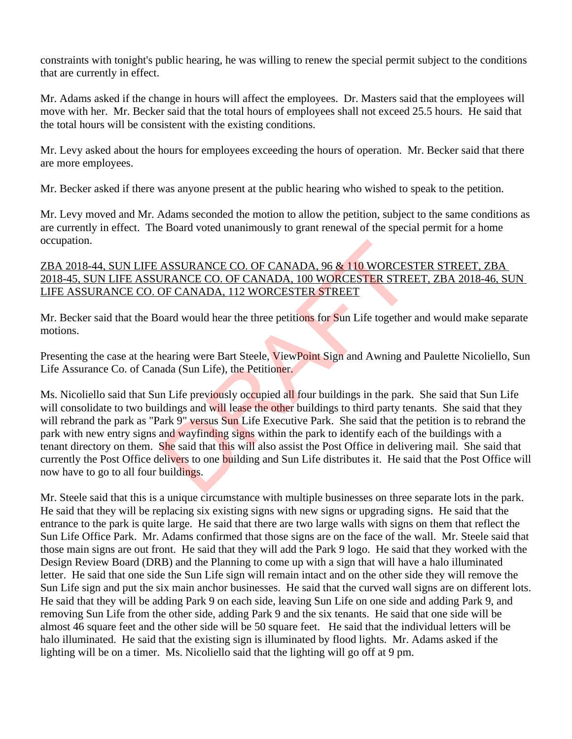constraints with tonight's public hearing, he was willing to renew the special permit subject to the conditions that are currently in effect.

Mr. Adams asked if the change in hours will affect the employees. Dr. Masters said that the employees will move with her. Mr. Becker said that the total hours of employees shall not exceed 25.5 hours. He said that the total hours will be consistent with the existing conditions.

Mr. Levy asked about the hours for employees exceeding the hours of operation. Mr. Becker said that there are more employees.

Mr. Becker asked if there was anyone present at the public hearing who wished to speak to the petition.

Mr. Levy moved and Mr. Adams seconded the motion to allow the petition, subject to the same conditions as are currently in effect. The Board voted unanimously to grant renewal of the special permit for a home occupation.

ZBA 2018-44, SUN LIFE ASSURANCE CO. OF CANADA, 96 & 110 WORCESTER STREET, ZBA 2018-45, SUN LIFE ASSURANCE CO. OF CANADA, 100 WORCESTER STREET, ZBA 2018-46, SUN LIFE ASSURANCE CO. OF CANADA, 112 WORCESTER STREET

Mr. Becker said that the Board would hear the three petitions for Sun Life together and would make separate motions.

Presenting the case at the hearing were Bart Steele, ViewPoint Sign and Awning and Paulette Nicoliello, Sun Life Assurance Co. of Canada (Sun Life), the Petitioner.

Ms. Nicoliello said that Sun Life previously occupied all four buildings in the park. She said that Sun Life will consolidate to two buildings and will lease the other buildings to third party tenants. She said that they will rebrand the park as "Park 9" versus Sun Life Executive Park. She said that the petition is to rebrand the park with new entry signs and wayfinding signs within the park to identify each of the buildings with a tenant directory on them. She said that this will also assist the Post Office in delivering mail. She said that currently the Post Office delivers to one building and Sun Life distributes it. He said that the Post Office will now have to go to all four buildings.

Mr. Steele said that this is a unique circumstance with multiple businesses on three separate lots in the park. He said that they will be replacing six existing signs with new signs or upgrading signs. He said that the entrance to the park is quite large. He said that there are two large walls with signs on them that reflect the Sun Life Office Park. Mr. Adams confirmed that those signs are on the face of the wall. Mr. Steele said that those main signs are out front. He said that they will add the Park 9 logo. He said that they worked with the Design Review Board (DRB) and the Planning to come up with a sign that will have a halo illuminated letter. He said that one side the Sun Life sign will remain intact and on the other side they will remove the Sun Life sign and put the six main anchor businesses. He said that the curved wall signs are on different lots. He said that they will be adding Park 9 on each side, leaving Sun Life on one side and adding Park 9, and removing Sun Life from the other side, adding Park 9 and the six tenants. He said that one side will be almost 46 square feet and the other side will be 50 square feet. He said that the individual letters will be halo illuminated. He said that the existing sign is illuminated by flood lights. Mr. Adams asked if the lighting will be on a timer. Ms. Nicoliello said that the lighting will go off at 9 pm.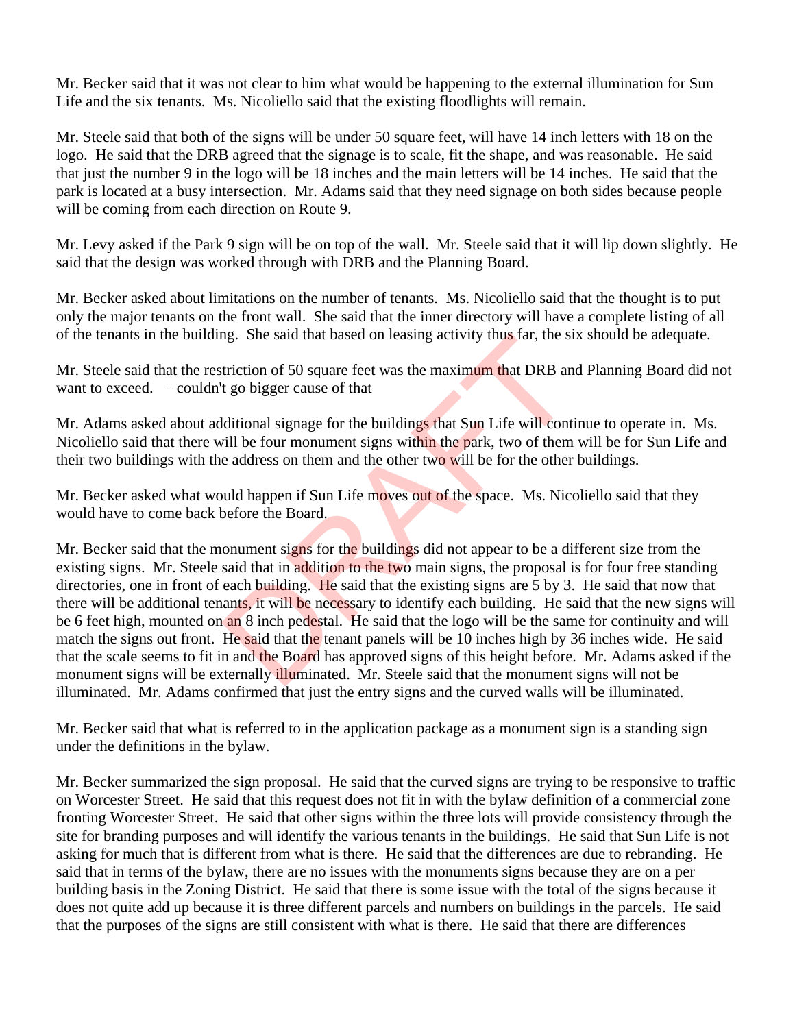Mr. Becker said that it was not clear to him what would be happening to the external illumination for Sun Life and the six tenants. Ms. Nicoliello said that the existing floodlights will remain.

Mr. Steele said that both of the signs will be under 50 square feet, will have 14 inch letters with 18 on the logo. He said that the DRB agreed that the signage is to scale, fit the shape, and was reasonable. He said that just the number 9 in the logo will be 18 inches and the main letters will be 14 inches. He said that the park is located at a busy intersection. Mr. Adams said that they need signage on both sides because people will be coming from each direction on Route 9.

Mr. Levy asked if the Park 9 sign will be on top of the wall. Mr. Steele said that it will lip down slightly. He said that the design was worked through with DRB and the Planning Board.

Mr. Becker asked about limitations on the number of tenants. Ms. Nicoliello said that the thought is to put only the major tenants on the front wall. She said that the inner directory will have a complete listing of all of the tenants in the building. She said that based on leasing activity thus far, the six should be adequate.

Mr. Steele said that the restriction of 50 square feet was the maximum that DRB and Planning Board did not want to exceed. – couldn't go bigger cause of that

Mr. Adams asked about additional signage for the buildings that Sun Life will continue to operate in. Ms. Nicoliello said that there will be four monument signs within the park, two of them will be for Sun Life and their two buildings with the address on them and the other two will be for the other buildings.

Mr. Becker asked what would happen if Sun Life moves out of the space. Ms. Nicoliello said that they would have to come back before the Board.

Mr. Becker said that the monument signs for the buildings did not appear to be a different size from the existing signs. Mr. Steele said that in addition to the two main signs, the proposal is for four free standing directories, one in front of each building. He said that the existing signs are 5 by 3. He said that now that there will be additional tenants, it will be necessary to identify each building. He said that the new signs will be 6 feet high, mounted on an 8 inch pedestal. He said that the logo will be the same for continuity and will match the signs out front. He said that the tenant panels will be 10 inches high by 36 inches wide. He said that the scale seems to fit in and the Board has approved signs of this height before. Mr. Adams asked if the monument signs will be externally illuminated. Mr. Steele said that the monument signs will not be illuminated. Mr. Adams confirmed that just the entry signs and the curved walls will be illuminated.

Mr. Becker said that what is referred to in the application package as a monument sign is a standing sign under the definitions in the bylaw.

Mr. Becker summarized the sign proposal. He said that the curved signs are trying to be responsive to traffic on Worcester Street. He said that this request does not fit in with the bylaw definition of a commercial zone fronting Worcester Street. He said that other signs within the three lots will provide consistency through the site for branding purposes and will identify the various tenants in the buildings. He said that Sun Life is not asking for much that is different from what is there. He said that the differences are due to rebranding. He said that in terms of the bylaw, there are no issues with the monuments signs because they are on a per building basis in the Zoning District. He said that there is some issue with the total of the signs because it does not quite add up because it is three different parcels and numbers on buildings in the parcels. He said that the purposes of the signs are still consistent with what is there. He said that there are differences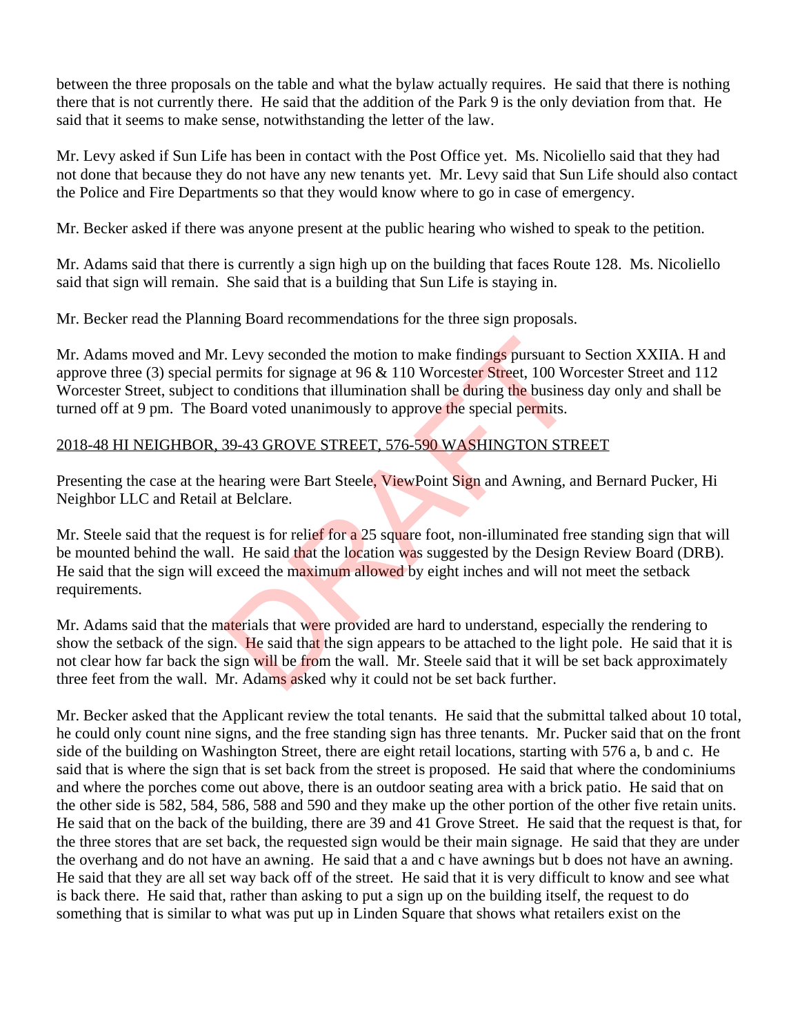between the three proposals on the table and what the bylaw actually requires. He said that there is nothing there that is not currently there. He said that the addition of the Park 9 is the only deviation from that. He said that it seems to make sense, notwithstanding the letter of the law.

Mr. Levy asked if Sun Life has been in contact with the Post Office yet. Ms. Nicoliello said that they had not done that because they do not have any new tenants yet. Mr. Levy said that Sun Life should also contact the Police and Fire Departments so that they would know where to go in case of emergency.

Mr. Becker asked if there was anyone present at the public hearing who wished to speak to the petition.

Mr. Adams said that there is currently a sign high up on the building that faces Route 128. Ms. Nicoliello said that sign will remain. She said that is a building that Sun Life is staying in.

Mr. Becker read the Planning Board recommendations for the three sign proposals.

Mr. Adams moved and Mr. Levy seconded the motion to make findings pursuant to Section XXIIA. H and approve three (3) special permits for signage at 96 & 110 Worcester Street, 100 Worcester Street and 112 Worcester Street, subject to conditions that illumination shall be during the business day only and shall be turned off at 9 pm. The Board voted unanimously to approve the special permits.

2018-48 HI NEIGHBOR, 39-43 GROVE STREET, 576-590 WASHINGTON STREET

Presenting the case at the hearing were Bart Steele, ViewPoint Sign and Awning, and Bernard Pucker, Hi Neighbor LLC and Retail at Belclare.

Mr. Steele said that the request is for relief for a 25 square foot, non-illuminated free standing sign that will be mounted behind the wall. He said that the location was suggested by the Design Review Board (DRB). He said that the sign will exceed the maximum allowed by eight inches and will not meet the setback requirements.

Mr. Adams said that the materials that were provided are hard to understand, especially the rendering to show the setback of the sign. He said that the sign appears to be attached to the light pole. He said that it is not clear how far back the sign will be from the wall. Mr. Steele said that it will be set back approximately three feet from the wall. Mr. Adams asked why it could not be set back further.

Mr. Becker asked that the Applicant review the total tenants. He said that the submittal talked about 10 total, he could only count nine signs, and the free standing sign has three tenants. Mr. Pucker said that on the front side of the building on Washington Street, there are eight retail locations, starting with 576 a, b and c. He said that is where the sign that is set back from the street is proposed. He said that where the condominiums and where the porches come out above, there is an outdoor seating area with a brick patio. He said that on the other side is 582, 584, 586, 588 and 590 and they make up the other portion of the other five retain units. He said that on the back of the building, there are 39 and 41 Grove Street. He said that the request is that, for the three stores that are set back, the requested sign would be their main signage. He said that they are under the overhang and do not have an awning. He said that a and c have awnings but b does not have an awning. He said that they are all set way back off of the street. He said that it is very difficult to know and see what is back there. He said that, rather than asking to put a sign up on the building itself, the request to do something that is similar to what was put up in Linden Square that shows what retailers exist on the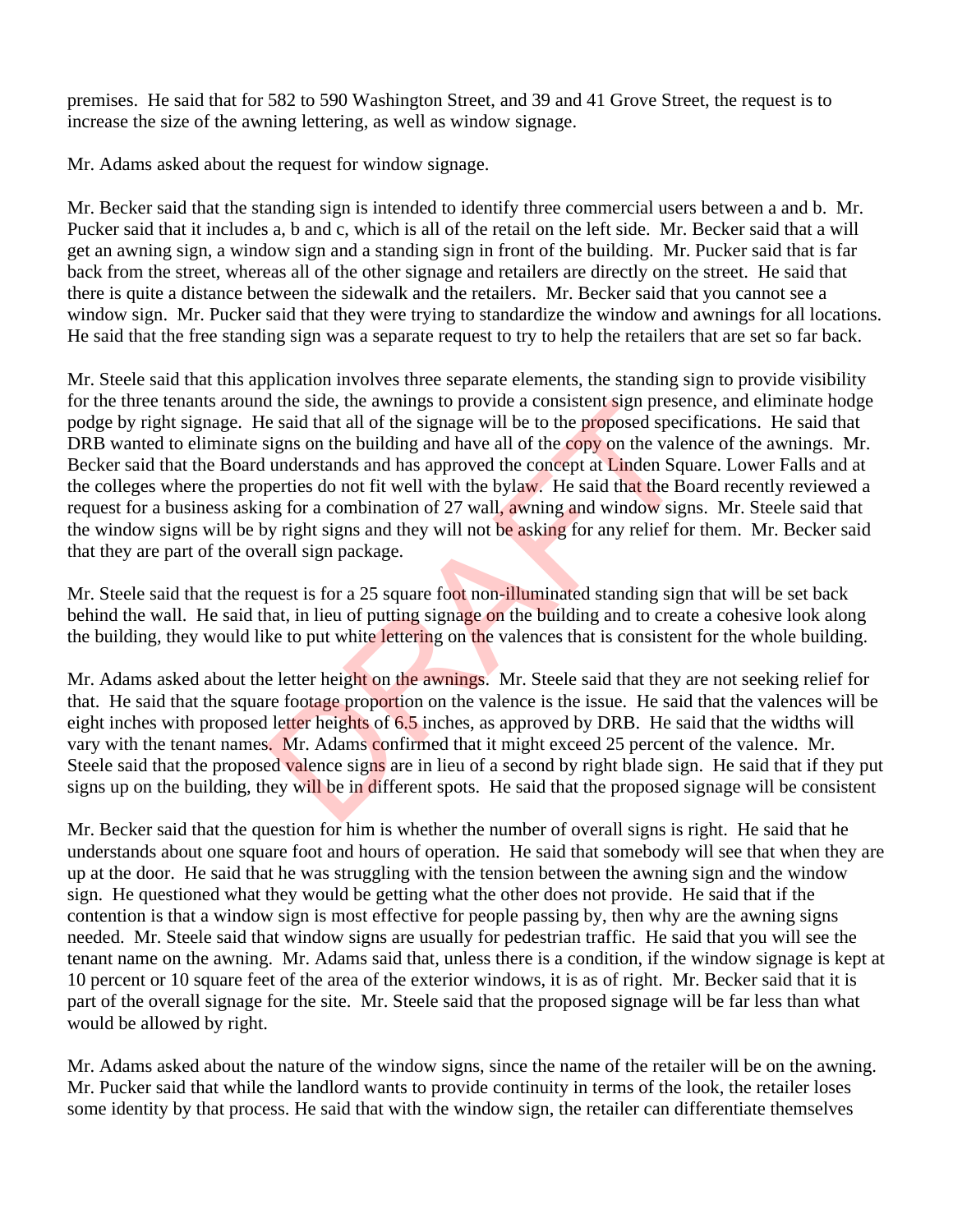premises. He said that for 582 to 590 Washington Street, and 39 and 41 Grove Street, the request is to increase the size of the awning lettering, as well as window signage.

Mr. Adams asked about the request for window signage.

Mr. Becker said that the standing sign is intended to identify three commercial users between a and b. Mr. Pucker said that it includes a, b and c, which is all of the retail on the left side. Mr. Becker said that a will get an awning sign, a window sign and a standing sign in front of the building. Mr. Pucker said that is far back from the street, whereas all of the other signage and retailers are directly on the street. He said that there is quite a distance between the sidewalk and the retailers. Mr. Becker said that you cannot see a window sign. Mr. Pucker said that they were trying to standardize the window and awnings for all locations. He said that the free standing sign was a separate request to try to help the retailers that are set so far back.

Mr. Steele said that this application involves three separate elements, the standing sign to provide visibility for the three tenants around the side, the awnings to provide a consistent sign presence, and eliminate hodge podge by right signage. He said that all of the signage will be to the proposed specifications. He said that DRB wanted to eliminate signs on the building and have all of the copy on the valence of the awnings. Mr. Becker said that the Board understands and has approved the concept at Linden Square. Lower Falls and at the colleges where the properties do not fit well with the bylaw. He said that the Board recently reviewed a request for a business asking for a combination of 27 wall, awning and window signs. Mr. Steele said that the window signs will be by right signs and they will not be asking for any relief for them. Mr. Becker said that they are part of the overall sign package.

Mr. Steele said that the request is for a 25 square foot non-illuminated standing sign that will be set back behind the wall. He said that, in lieu of putting signage on the building and to create a cohesive look along the building, they would like to put white lettering on the valences that is consistent for the whole building.

Mr. Adams asked about the letter height on the awnings. Mr. Steele said that they are not seeking relief for that. He said that the square footage proportion on the valence is the issue. He said that the valences will be eight inches with proposed letter heights of 6.5 inches, as approved by DRB. He said that the widths will vary with the tenant names. Mr. Adams confirmed that it might exceed 25 percent of the valence. Mr. Steele said that the proposed valence signs are in lieu of a second by right blade sign. He said that if they put signs up on the building, they will be in different spots. He said that the proposed signage will be consistent

Mr. Becker said that the question for him is whether the number of overall signs is right. He said that he understands about one square foot and hours of operation. He said that somebody will see that when they are up at the door. He said that he was struggling with the tension between the awning sign and the window sign. He questioned what they would be getting what the other does not provide. He said that if the contention is that a window sign is most effective for people passing by, then why are the awning signs needed. Mr. Steele said that window signs are usually for pedestrian traffic. He said that you will see the tenant name on the awning. Mr. Adams said that, unless there is a condition, if the window signage is kept at 10 percent or 10 square feet of the area of the exterior windows, it is as of right. Mr. Becker said that it is part of the overall signage for the site. Mr. Steele said that the proposed signage will be far less than what would be allowed by right.

Mr. Adams asked about the nature of the window signs, since the name of the retailer will be on the awning. Mr. Pucker said that while the landlord wants to provide continuity in terms of the look, the retailer loses some identity by that process. He said that with the window sign, the retailer can differentiate themselves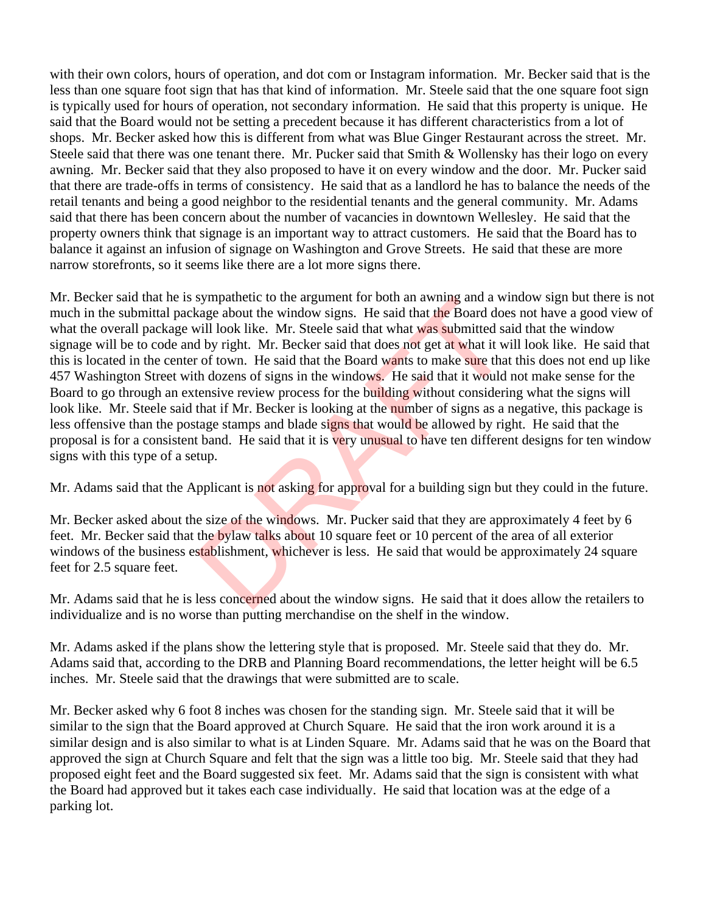with their own colors, hours of operation, and dot com or Instagram information. Mr. Becker said that is the less than one square foot sign that has that kind of information. Mr. Steele said that the one square foot sign is typically used for hours of operation, not secondary information. He said that this property is unique. He said that the Board would not be setting a precedent because it has different characteristics from a lot of shops. Mr. Becker asked how this is different from what was Blue Ginger Restaurant across the street. Mr. Steele said that there was one tenant there. Mr. Pucker said that Smith & Wollensky has their logo on every awning. Mr. Becker said that they also proposed to have it on every window and the door. Mr. Pucker said that there are trade-offs in terms of consistency. He said that as a landlord he has to balance the needs of the retail tenants and being a good neighbor to the residential tenants and the general community. Mr. Adams said that there has been concern about the number of vacancies in downtown Wellesley. He said that the property owners think that signage is an important way to attract customers. He said that the Board has to balance it against an infusion of signage on Washington and Grove Streets. He said that these are more narrow storefronts, so it seems like there are a lot more signs there.

Mr. Becker said that he is sympathetic to the argument for both an awning and a window sign but there is not much in the submittal package about the window signs. He said that the Board does not have a good view of what the overall package will look like. Mr. Steele said that what was submitted said that the window signage will be to code and by right. Mr. Becker said that does not get at what it will look like. He said that this is located in the center of town. He said that the Board wants to make sure that this does not end up like 457 Washington Street with dozens of signs in the windows. He said that it would not make sense for the Board to go through an extensive review process for the building without considering what the signs will look like. Mr. Steele said that if Mr. Becker is looking at the number of signs as a negative, this package is less offensive than the postage stamps and blade signs that would be allowed by right. He said that the proposal is for a consistent band. He said that it is very unusual to have ten different designs for ten window signs with this type of a setup.

Mr. Adams said that the Applicant is not asking for approval for a building sign but they could in the future.

Mr. Becker asked about the size of the windows. Mr. Pucker said that they are approximately 4 feet by 6 feet. Mr. Becker said that the bylaw talks about 10 square feet or 10 percent of the area of all exterior windows of the business establishment, whichever is less. He said that would be approximately 24 square feet for 2.5 square feet.

Mr. Adams said that he is less concerned about the window signs. He said that it does allow the retailers to individualize and is no worse than putting merchandise on the shelf in the window.

Mr. Adams asked if the plans show the lettering style that is proposed. Mr. Steele said that they do. Mr. Adams said that, according to the DRB and Planning Board recommendations, the letter height will be 6.5 inches. Mr. Steele said that the drawings that were submitted are to scale.

Mr. Becker asked why 6 foot 8 inches was chosen for the standing sign. Mr. Steele said that it will be similar to the sign that the Board approved at Church Square. He said that the iron work around it is a similar design and is also similar to what is at Linden Square. Mr. Adams said that he was on the Board that approved the sign at Church Square and felt that the sign was a little too big. Mr. Steele said that they had proposed eight feet and the Board suggested six feet. Mr. Adams said that the sign is consistent with what the Board had approved but it takes each case individually. He said that location was at the edge of a parking lot.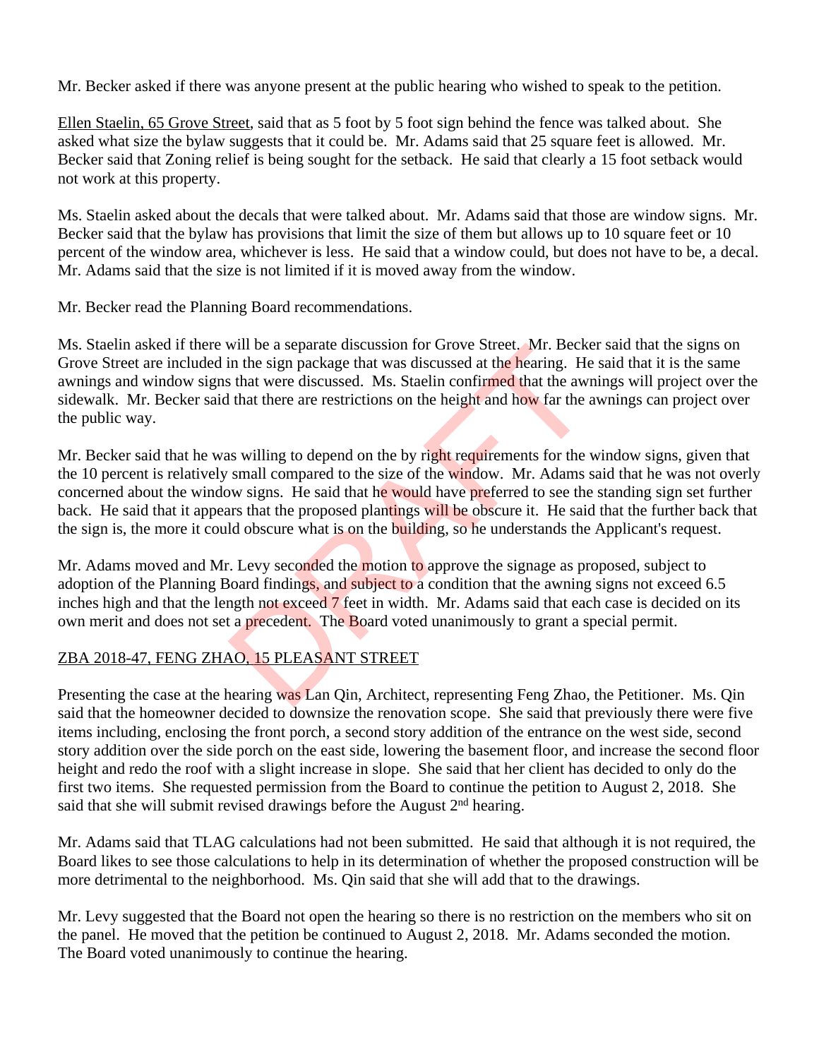Mr. Becker asked if there was anyone present at the public hearing who wished to speak to the petition.

Ellen Staelin, 65 Grove Street, said that as 5 foot by 5 foot sign behind the fence was talked about. She asked what size the bylaw suggests that it could be. Mr. Adams said that 25 square feet is allowed. Mr. Becker said that Zoning relief is being sought for the setback. He said that clearly a 15 foot setback would not work at this property.

Ms. Staelin asked about the decals that were talked about. Mr. Adams said that those are window signs. Mr. Becker said that the bylaw has provisions that limit the size of them but allows up to 10 square feet or 10 percent of the window area, whichever is less. He said that a window could, but does not have to be, a decal. Mr. Adams said that the size is not limited if it is moved away from the window.

Mr. Becker read the Planning Board recommendations.

Ms. Staelin asked if there will be a separate discussion for Grove Street. Mr. Becker said that the signs on Grove Street are included in the sign package that was discussed at the hearing. He said that it is the same awnings and window signs that were discussed. Ms. Staelin confirmed that the awnings will project over the sidewalk. Mr. Becker said that there are restrictions on the height and how far the awnings can project over the public way.

Mr. Becker said that he was willing to depend on the by right requirements for the window signs, given that the 10 percent is relatively small compared to the size of the window. Mr. Adams said that he was not overly concerned about the window signs. He said that he would have preferred to see the standing sign set further back. He said that it appears that the proposed plantings will be obscure it. He said that the further back that the sign is, the more it could obscure what is on the building, so he understands the Applicant's request.

Mr. Adams moved and Mr. Levy seconded the motion to approve the signage as proposed, subject to adoption of the Planning Board findings, and subject to a condition that the awning signs not exceed 6.5 inches high and that the length not exceed 7 feet in width. Mr. Adams said that each case is decided on its own merit and does not set a precedent. The Board voted unanimously to grant a special permit.

ZBA 2018-47, FENG ZHAO, 15 PLEASANT STREET

Presenting the case at the hearing was Lan Qin, Architect, representing Feng Zhao, the Petitioner. Ms. Qin said that the homeowner decided to downsize the renovation scope. She said that previously there were five items including, enclosing the front porch, a second story addition of the entrance on the west side, second story addition over the side porch on the east side, lowering the basement floor, and increase the second floor height and redo the roof with a slight increase in slope. She said that her client has decided to only do the first two items. She requested permission from the Board to continue the petition to August 2, 2018. She said that she will submit revised drawings before the August 2nd hearing.

Mr. Adams said that TLAG calculations had not been submitted. He said that although it is not required, the Board likes to see those calculations to help in its determination of whether the proposed construction will be more detrimental to the neighborhood. Ms. Qin said that she will add that to the drawings.

Mr. Levy suggested that the Board not open the hearing so there is no restriction on the members who sit on the panel. He moved that the petition be continued to August 2, 2018. Mr. Adams seconded the motion. The Board voted unanimously to continue the hearing.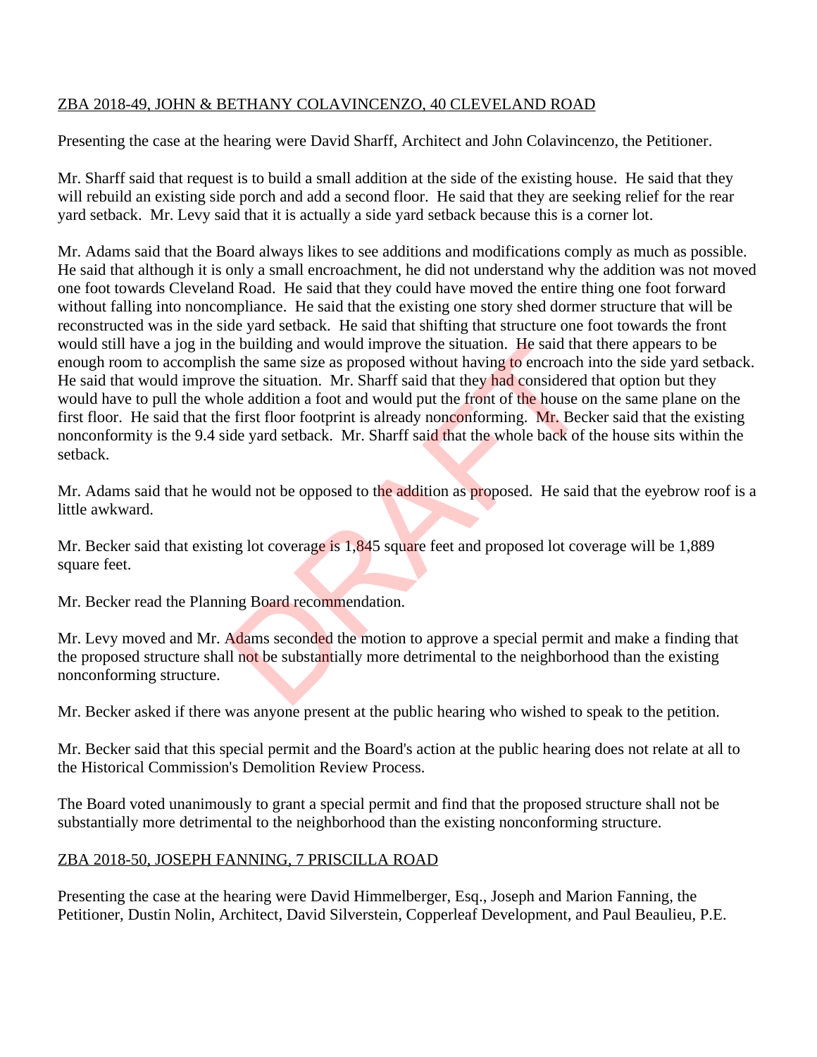ZBA 2018-49, JOHN & BETHANY COLAVINCENZO, 40 CLEVELAND ROAD

Presenting the case at the hearing were David Sharff, Architect and John Colavincenzo, the Petitioner.

Mr. Sharff said that request is to build a small addition at the side of the existing house. He said that they will rebuild an existing side porch and add a second floor. He said that they are seeking relief for the rear yard setback. Mr. Levy said that it is actually a side yard setback because this is a corner lot.

Mr. Adams said that the Board always likes to see additions and modifications comply as much as possible. He said that although it is only a small encroachment, he did not understand why the addition was not moved one foot towards Cleveland Road. He said that they could have moved the entire thing one foot forward without falling into noncompliance. He said that the existing one story shed dormer structure that will be reconstructed was in the side yard setback. He said that shifting that structure one foot towards the front would still have a jog in the building and would improve the situation. He said that there appears to be enough room to accomplish the same size as proposed without having to encroach into the side yard setback. He said that would improve the situation. Mr. Sharff said that they had considered that option but they would have to pull the whole addition a foot and would put the front of the house on the same plane on the first floor. He said that the first floor footprint is already nonconforming. Mr. Becker said that the existing nonconformity is the 9.4 side yard setback. Mr. Sharff said that the whole back of the house sits within the setback.

Mr. Adams said that he would not be opposed to the addition as proposed. He said that the eyebrow roof is a little awkward.

Mr. Becker said that existing lot coverage is 1,845 square feet and proposed lot coverage will be 1,889 square feet.

Mr. Becker read the Planning Board recommendation.

Mr. Levy moved and Mr. Adams seconded the motion to approve a special permit and make a finding that the proposed structure shall not be substantially more detrimental to the neighborhood than the existing nonconforming structure.

Mr. Becker asked if there was anyone present at the public hearing who wished to speak to the petition.

Mr. Becker said that this special permit and the Board's action at the public hearing does not relate at all to the Historical Commission's Demolition Review Process.

The Board voted unanimously to grant a special permit and find that the proposed structure shall not be substantially more detrimental to the neighborhood than the existing nonconforming structure.

ZBA 2018-50, JOSEPH FANNING, 7 PRISCILLA ROAD

Presenting the case at the hearing were David Himmelberger, Esq., Joseph and Marion Fanning, the Petitioner, Dustin Nolin, Architect, David Silverstein, Copperleaf Development, and Paul Beaulieu, P.E.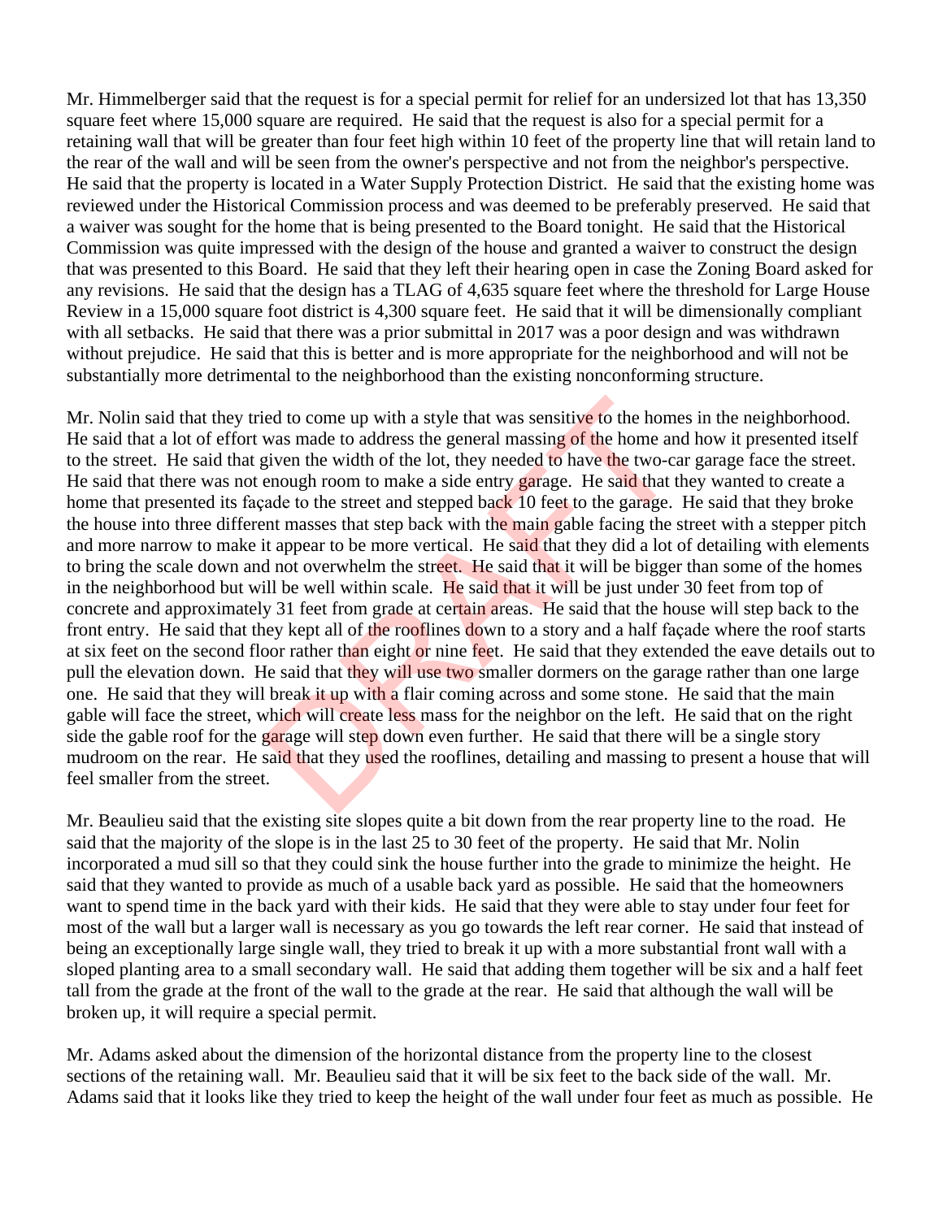Mr. Himmelberger said that the request is for a special permit for relief for an undersized lot that has 13,350 square feet where 15,000 square are required. He said that the request is also for a special permit for a retaining wall that will be greater than four feet high within 10 feet of the property line that will retain land to the rear of the wall and will be seen from the owner's perspective and not from the neighbor's perspective. He said that the property is located in a Water Supply Protection District. He said that the existing home was reviewed under the Historical Commission process and was deemed to be preferably preserved. He said that a waiver was sought for the home that is being presented to the Board tonight. He said that the Historical Commission was quite impressed with the design of the house and granted a waiver to construct the design that was presented to this Board. He said that they left their hearing open in case the Zoning Board asked for any revisions. He said that the design has a TLAG of 4,635 square feet where the threshold for Large House Review in a 15,000 square foot district is 4,300 square feet. He said that it will be dimensionally compliant with all setbacks. He said that there was a prior submittal in 2017 was a poor design and was withdrawn without prejudice. He said that this is better and is more appropriate for the neighborhood and will not be substantially more detrimental to the neighborhood than the existing nonconforming structure.

Mr. Nolin said that they tried to come up with a style that was sensitive to the homes in the neighborhood. He said that a lot of effort was made to address the general massing of the home and how it presented itself to the street. He said that given the width of the lot, they needed to have the two-car garage face the street. He said that there was not enough room to make a side entry garage. He said that they wanted to create a home that presented its façade to the street and stepped back 10 feet to the garage. He said that they broke the house into three different masses that step back with the main gable facing the street with a stepper pitch and more narrow to make it appear to be more vertical. He said that they did a lot of detailing with elements to bring the scale down and not overwhelm the street. He said that it will be bigger than some of the homes in the neighborhood but will be well within scale. He said that it will be just under 30 feet from top of concrete and approximately 31 feet from grade at certain areas. He said that the house will step back to the front entry. He said that they kept all of the rooflines down to a story and a half façade where the roof starts at six feet on the second floor rather than eight or nine feet. He said that they extended the eave details out to pull the elevation down. He said that they will use two smaller dormers on the garage rather than one large one. He said that they will break it up with a flair coming across and some stone. He said that the main gable will face the street, which will create less mass for the neighbor on the left. He said that on the right side the gable roof for the garage will step down even further. He said that there will be a single story mudroom on the rear. He said that they used the rooflines, detailing and massing to present a house that will feel smaller from the street.

Mr. Beaulieu said that the existing site slopes quite a bit down from the rear property line to the road. He said that the majority of the slope is in the last 25 to 30 feet of the property. He said that Mr. Nolin incorporated a mud sill so that they could sink the house further into the grade to minimize the height. He said that they wanted to provide as much of a usable back yard as possible. He said that the homeowners want to spend time in the back yard with their kids. He said that they were able to stay under four feet for most of the wall but a larger wall is necessary as you go towards the left rear corner. He said that instead of being an exceptionally large single wall, they tried to break it up with a more substantial front wall with a sloped planting area to a small secondary wall. He said that adding them together will be six and a half feet tall from the grade at the front of the wall to the grade at the rear. He said that although the wall will be broken up, it will require a special permit.

Mr. Adams asked about the dimension of the horizontal distance from the property line to the closest sections of the retaining wall. Mr. Beaulieu said that it will be six feet to the back side of the wall. Mr. Adams said that it looks like they tried to keep the height of the wall under four feet as much as possible. He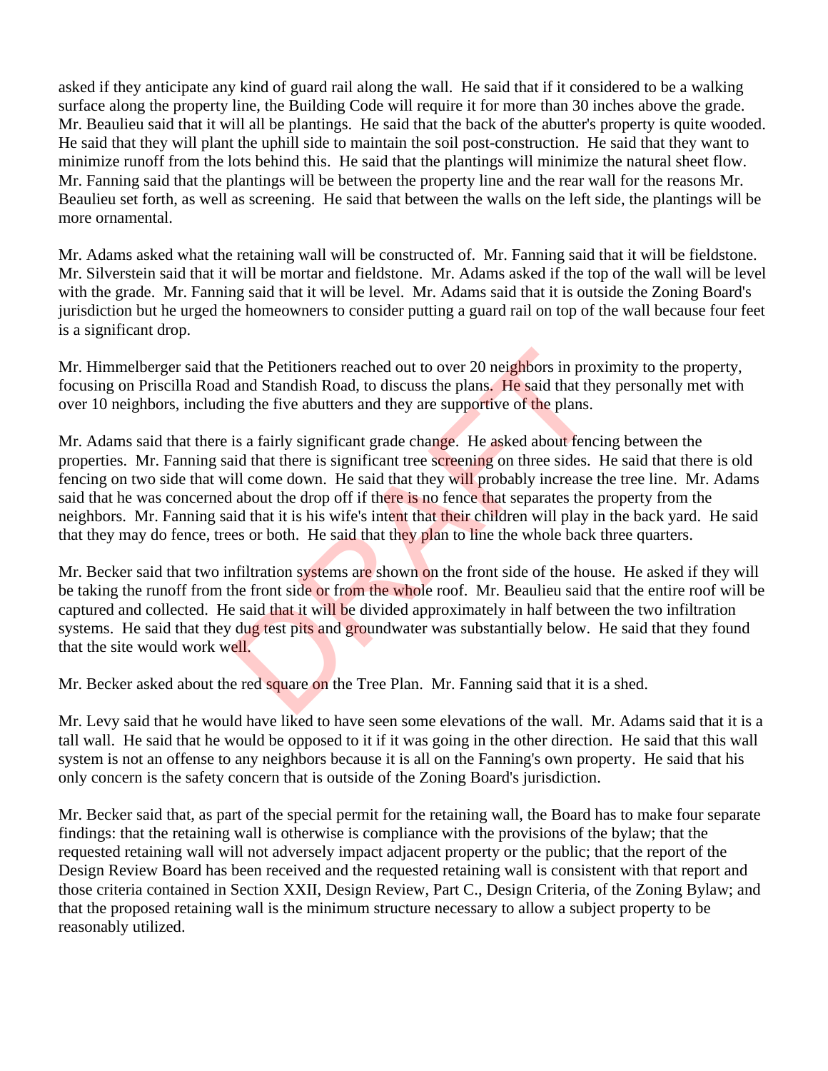asked if they anticipate any kind of guard rail along the wall. He said that if it considered to be a walking surface along the property line, the Building Code will require it for more than 30 inches above the grade. Mr. Beaulieu said that it will all be plantings. He said that the back of the abutter's property is quite wooded. He said that they will plant the uphill side to maintain the soil post-construction. He said that they want to minimize runoff from the lots behind this. He said that the plantings will minimize the natural sheet flow. Mr. Fanning said that the plantings will be between the property line and the rear wall for the reasons Mr. Beaulieu set forth, as well as screening. He said that between the walls on the left side, the plantings will be more ornamental.

Mr. Adams asked what the retaining wall will be constructed of. Mr. Fanning said that it will be fieldstone. Mr. Silverstein said that it will be mortar and fieldstone. Mr. Adams asked if the top of the wall will be level with the grade. Mr. Fanning said that it will be level. Mr. Adams said that it is outside the Zoning Board's jurisdiction but he urged the homeowners to consider putting a guard rail on top of the wall because four feet is a significant drop.

Mr. Himmelberger said that the Petitioners reached out to over 20 neighbors in proximity to the property, focusing on Priscilla Road and Standish Road, to discuss the plans. He said that they personally met with over 10 neighbors, including the five abutters and they are supportive of the plans.

Mr. Adams said that there is a fairly significant grade change. He asked about fencing between the properties. Mr. Fanning said that there is significant tree screening on three sides. He said that there is old fencing on two side that will come down. He said that they will probably increase the tree line. Mr. Adams said that he was concerned about the drop off if there is no fence that separates the property from the neighbors. Mr. Fanning said that it is his wife's intent that their children will play in the back yard. He said that they may do fence, trees or both. He said that they plan to line the whole back three quarters.

Mr. Becker said that two infiltration systems are shown on the front side of the house. He asked if they will be taking the runoff from the front side or from the whole roof. Mr. Beaulieu said that the entire roof will be captured and collected. He said that it will be divided approximately in half between the two infiltration systems. He said that they dug test pits and groundwater was substantially below. He said that they found that the site would work well.

Mr. Becker asked about the red square on the Tree Plan. Mr. Fanning said that it is a shed.

Mr. Levy said that he would have liked to have seen some elevations of the wall. Mr. Adams said that it is a tall wall. He said that he would be opposed to it if it was going in the other direction. He said that this wall system is not an offense to any neighbors because it is all on the Fanning's own property. He said that his only concern is the safety concern that is outside of the Zoning Board's jurisdiction.

Mr. Becker said that, as part of the special permit for the retaining wall, the Board has to make four separate findings: that the retaining wall is otherwise is compliance with the provisions of the bylaw; that the requested retaining wall will not adversely impact adjacent property or the public; that the report of the Design Review Board has been received and the requested retaining wall is consistent with that report and those criteria contained in Section XXII, Design Review, Part C., Design Criteria, of the Zoning Bylaw; and that the proposed retaining wall is the minimum structure necessary to allow a subject property to be reasonably utilized.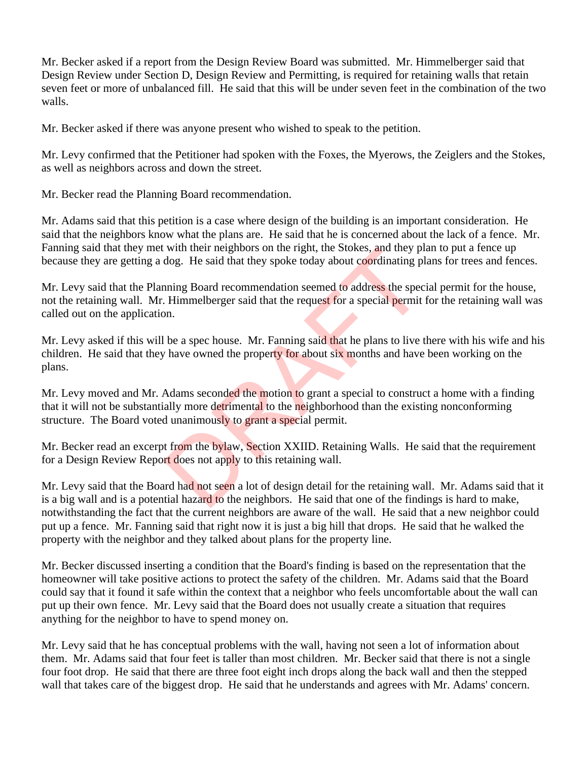Mr. Becker asked if a report from the Design Review Board was submitted. Mr. Himmelberger said that Design Review under Section D, Design Review and Permitting, is required for retaining walls that retain seven feet or more of unbalanced fill. He said that this will be under seven feet in the combination of the two walls.

Mr. Becker asked if there was anyone present who wished to speak to the petition.

Mr. Levy confirmed that the Petitioner had spoken with the Foxes, the Myerows, the Zeiglers and the Stokes, as well as neighbors across and down the street.

Mr. Becker read the Planning Board recommendation.

Mr. Adams said that this petition is a case where design of the building is an important consideration. He said that the neighbors know what the plans are. He said that he is concerned about the lack of a fence. Mr. Fanning said that they met with their neighbors on the right, the Stokes, and they plan to put a fence up because they are getting a dog. He said that they spoke today about coordinating plans for trees and fences.

Mr. Levy said that the Planning Board recommendation seemed to address the special permit for the house, not the retaining wall. Mr. Himmelberger said that the request for a special permit for the retaining wall was called out on the application.

Mr. Levy asked if this will be a spec house. Mr. Fanning said that he plans to live there with his wife and his children. He said that they have owned the property for about six months and have been working on the plans.

Mr. Levy moved and Mr. Adams seconded the motion to grant a special to construct a home with a finding that it will not be substantially more detrimental to the neighborhood than the existing nonconforming structure. The Board voted unanimously to grant a special permit.

Mr. Becker read an excerpt from the bylaw, Section XXIID. Retaining Walls. He said that the requirement for a Design Review Report does not apply to this retaining wall.

Mr. Levy said that the Board had not seen a lot of design detail for the retaining wall. Mr. Adams said that it is a big wall and is a potential hazard to the neighbors. He said that one of the findings is hard to make, notwithstanding the fact that the current neighbors are aware of the wall. He said that a new neighbor could put up a fence. Mr. Fanning said that right now it is just a big hill that drops. He said that he walked the property with the neighbor and they talked about plans for the property line.

Mr. Becker discussed inserting a condition that the Board's finding is based on the representation that the homeowner will take positive actions to protect the safety of the children. Mr. Adams said that the Board could say that it found it safe within the context that a neighbor who feels uncomfortable about the wall can put up their own fence. Mr. Levy said that the Board does not usually create a situation that requires anything for the neighbor to have to spend money on.

Mr. Levy said that he has conceptual problems with the wall, having not seen a lot of information about them. Mr. Adams said that four feet is taller than most children. Mr. Becker said that there is not a single four foot drop. He said that there are three foot eight inch drops along the back wall and then the stepped wall that takes care of the biggest drop. He said that he understands and agrees with Mr. Adams' concern.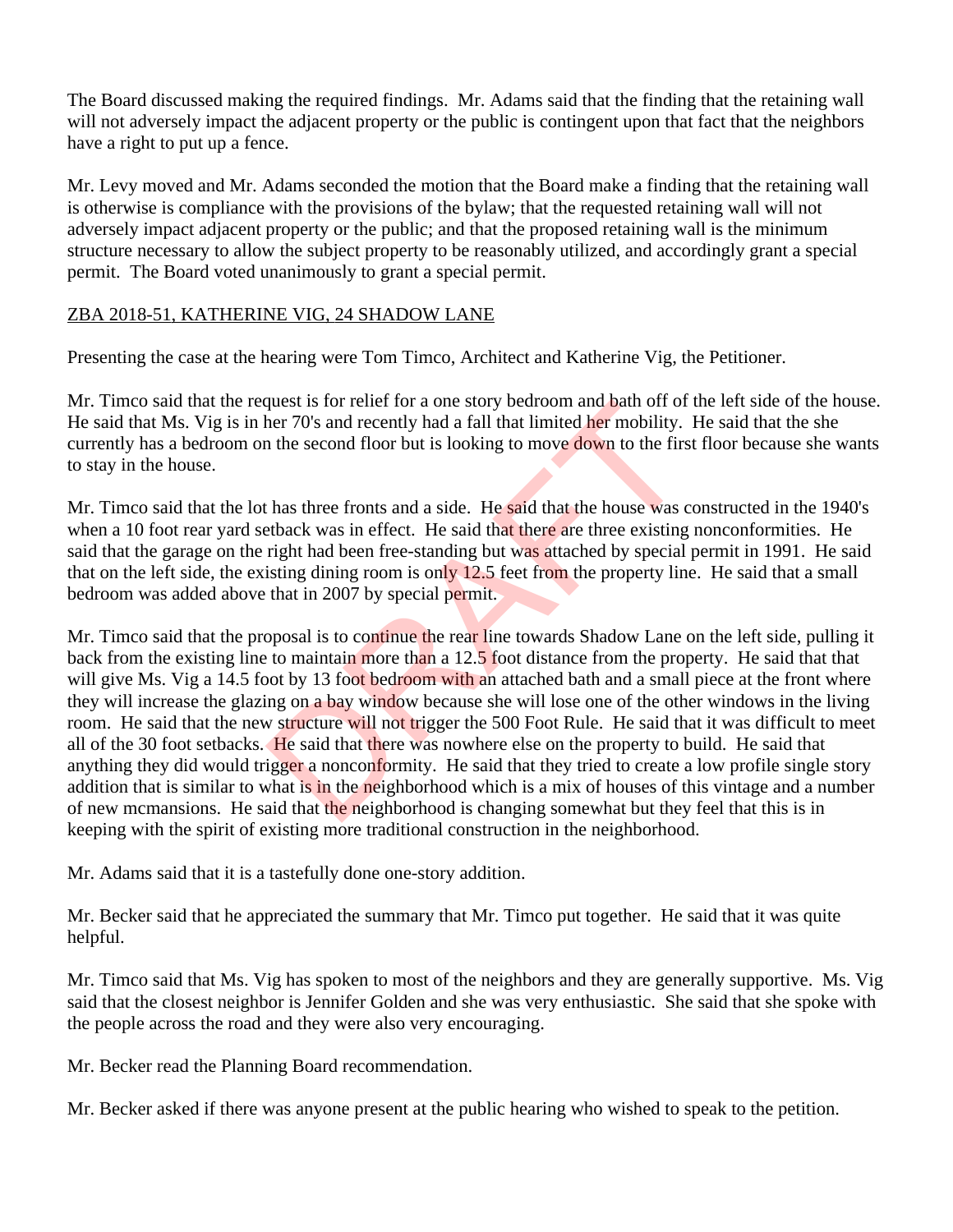The Board discussed making the required findings. Mr. Adams said that the finding that the retaining wall will not adversely impact the adjacent property or the public is contingent upon that fact that the neighbors have a right to put up a fence.

Mr. Levy moved and Mr. Adams seconded the motion that the Board make a finding that the retaining wall is otherwise is compliance with the provisions of the bylaw; that the requested retaining wall will not adversely impact adjacent property or the public; and that the proposed retaining wall is the minimum structure necessary to allow the subject property to be reasonably utilized, and accordingly grant a special permit. The Board voted unanimously to grant a special permit.

ZBA 2018-51, KATHERINE VIG, 24 SHADOW LANE

Presenting the case at the hearing were Tom Timco, Architect and Katherine Vig, the Petitioner.

Mr. Timco said that the request is for relief for a one story bedroom and bath off of the left side of the house. He said that Ms. Vig is in her 70's and recently had a fall that limited her mobility. He said that the she currently has a bedroom on the second floor but is looking to move down to the first floor because she wants to stay in the house.

Mr. Timco said that the lot has three fronts and a side. He said that the house was constructed in the 1940's when a 10 foot rear yard setback was in effect. He said that there are three existing nonconformities. He said that the garage on the right had been free-standing but was attached by special permit in 1991. He said that on the left side, the existing dining room is only 12.5 feet from the property line. He said that a small bedroom was added above that in 2007 by special permit.

Mr. Timco said that the proposal is to continue the rear line towards Shadow Lane on the left side, pulling it back from the existing line to maintain more than a 12.5 foot distance from the property. He said that that will give Ms. Vig a 14.5 foot by 13 foot bedroom with an attached bath and a small piece at the front where they will increase the glazing on a bay window because she will lose one of the other windows in the living room. He said that the new structure will not trigger the 500 Foot Rule. He said that it was difficult to meet all of the 30 foot setbacks. He said that there was nowhere else on the property to build. He said that anything they did would trigger a nonconformity. He said that they tried to create a low profile single story addition that is similar to what is in the neighborhood which is a mix of houses of this vintage and a number of new mcmansions. He said that the neighborhood is changing somewhat but they feel that this is in keeping with the spirit of existing more traditional construction in the neighborhood.

Mr. Adams said that it is a tastefully done one-story addition.

Mr. Becker said that he appreciated the summary that Mr. Timco put together. He said that it was quite helpful.

Mr. Timco said that Ms. Vig has spoken to most of the neighbors and they are generally supportive. Ms. Vig said that the closest neighbor is Jennifer Golden and she was very enthusiastic. She said that she spoke with the people across the road and they were also very encouraging.

Mr. Becker read the Planning Board recommendation.

Mr. Becker asked if there was anyone present at the public hearing who wished to speak to the petition.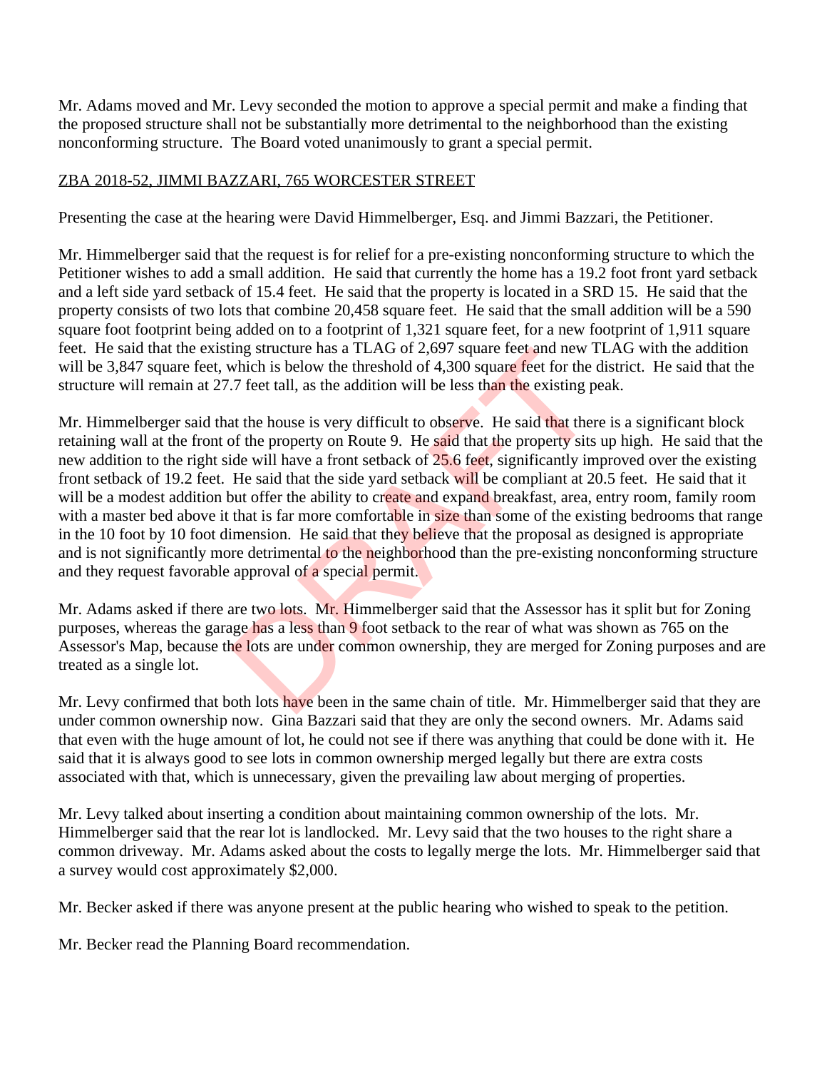Mr. Adams moved and Mr. Levy seconded the motion to approve a special permit and make a finding that the proposed structure shall not be substantially more detrimental to the neighborhood than the existing nonconforming structure. The Board voted unanimously to grant a special permit.

ZBA 2018-52, JIMMI BAZZARI, 765 WORCESTER STREET

Presenting the case at the hearing were David Himmelberger, Esq. and Jimmi Bazzari, the Petitioner.

Mr. Himmelberger said that the request is for relief for a pre-existing nonconforming structure to which the Petitioner wishes to add a small addition. He said that currently the home has a 19.2 foot front yard setback and a left side yard setback of 15.4 feet. He said that the property is located in a SRD 15. He said that the property consists of two lots that combine 20,458 square feet. He said that the small addition will be a 590 square foot footprint being added on to a footprint of 1,321 square feet, for a new footprint of 1,911 square feet. He said that the existing structure has a TLAG of 2,697 square feet and new TLAG with the addition will be 3,847 square feet, which is below the threshold of 4,300 square feet for the district. He said that the structure will remain at 27.7 feet tall, as the addition will be less than the existing peak.

Mr. Himmelberger said that the house is very difficult to observe. He said that there is a significant block retaining wall at the front of the property on Route 9. He said that the property sits up high. He said that the new addition to the right side will have a front setback of 25.6 feet, significantly improved over the existing front setback of 19.2 feet. He said that the side yard setback will be compliant at 20.5 feet. He said that it will be a modest addition but offer the ability to create and expand breakfast, area, entry room, family room with a master bed above it that is far more comfortable in size than some of the existing bedrooms that range in the 10 foot by 10 foot dimension. He said that they believe that the proposal as designed is appropriate and is not significantly more detrimental to the neighborhood than the pre-existing nonconforming structure and they request favorable approval of a special permit.

Mr. Adams asked if there are two lots. Mr. Himmelberger said that the Assessor has it split but for Zoning purposes, whereas the garage has a less than 9 foot setback to the rear of what was shown as 765 on the Assessor's Map, because the lots are under common ownership, they are merged for Zoning purposes and are treated as a single lot.

Mr. Levy confirmed that both lots have been in the same chain of title. Mr. Himmelberger said that they are under common ownership now. Gina Bazzari said that they are only the second owners. Mr. Adams said that even with the huge amount of lot, he could not see if there was anything that could be done with it. He said that it is always good to see lots in common ownership merged legally but there are extra costs associated with that, which is unnecessary, given the prevailing law about merging of properties.

Mr. Levy talked about inserting a condition about maintaining common ownership of the lots. Mr. Himmelberger said that the rear lot is landlocked. Mr. Levy said that the two houses to the right share a common driveway. Mr. Adams asked about the costs to legally merge the lots. Mr. Himmelberger said that a survey would cost approximately $2,000.

Mr. Becker asked if there was anyone present at the public hearing who wished to speak to the petition.

Mr. Becker read the Planning Board recommendation.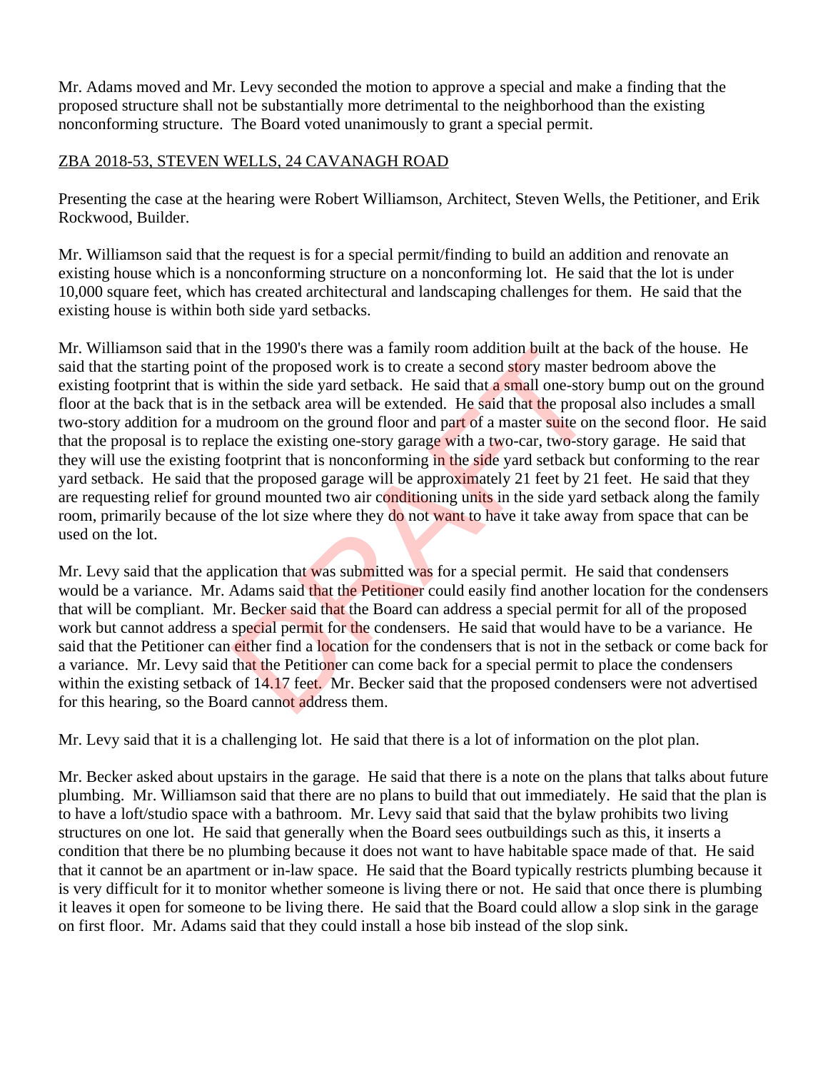Mr. Adams moved and Mr. Levy seconded the motion to approve a special and make a finding that the proposed structure shall not be substantially more detrimental to the neighborhood than the existing nonconforming structure. The Board voted unanimously to grant a special permit.

ZBA 2018-53, STEVEN WELLS, 24 CAVANAGH ROAD

Presenting the case at the hearing were Robert Williamson, Architect, Steven Wells, the Petitioner, and Erik Rockwood, Builder.

Mr. Williamson said that the request is for a special permit/finding to build an addition and renovate an existing house which is a nonconforming structure on a nonconforming lot. He said that the lot is under 10,000 square feet, which has created architectural and landscaping challenges for them. He said that the existing house is within both side yard setbacks.

Mr. Williamson said that in the 1990's there was a family room addition built at the back of the house. He said that the starting point of the proposed work is to create a second story master bedroom above the existing footprint that is within the side yard setback. He said that a small one-story bump out on the ground floor at the back that is in the setback area will be extended. He said that the proposal also includes a small two-story addition for a mudroom on the ground floor and part of a master suite on the second floor. He said that the proposal is to replace the existing one-story garage with a two-car, two-story garage. He said that they will use the existing footprint that is nonconforming in the side yard setback but conforming to the rear yard setback. He said that the proposed garage will be approximately 21 feet by 21 feet. He said that they are requesting relief for ground mounted two air conditioning units in the side yard setback along the family room, primarily because of the lot size where they do not want to have it take away from space that can be used on the lot.

Mr. Levy said that the application that was submitted was for a special permit. He said that condensers would be a variance. Mr. Adams said that the Petitioner could easily find another location for the condensers that will be compliant. Mr. Becker said that the Board can address a special permit for all of the proposed work but cannot address a special permit for the condensers. He said that would have to be a variance. He said that the Petitioner can either find a location for the condensers that is not in the setback or come back for a variance. Mr. Levy said that the Petitioner can come back for a special permit to place the condensers within the existing setback of 14.17 feet. Mr. Becker said that the proposed condensers were not advertised for this hearing, so the Board cannot address them.

Mr. Levy said that it is a challenging lot. He said that there is a lot of information on the plot plan.

Mr. Becker asked about upstairs in the garage. He said that there is a note on the plans that talks about future plumbing. Mr. Williamson said that there are no plans to build that out immediately. He said that the plan is to have a loft/studio space with a bathroom. Mr. Levy said that said that the bylaw prohibits two living structures on one lot. He said that generally when the Board sees outbuildings such as this, it inserts a condition that there be no plumbing because it does not want to have habitable space made of that. He said that it cannot be an apartment or in-law space. He said that the Board typically restricts plumbing because it is very difficult for it to monitor whether someone is living there or not. He said that once there is plumbing it leaves it open for someone to be living there. He said that the Board could allow a slop sink in the garage on first floor. Mr. Adams said that they could install a hose bib instead of the slop sink.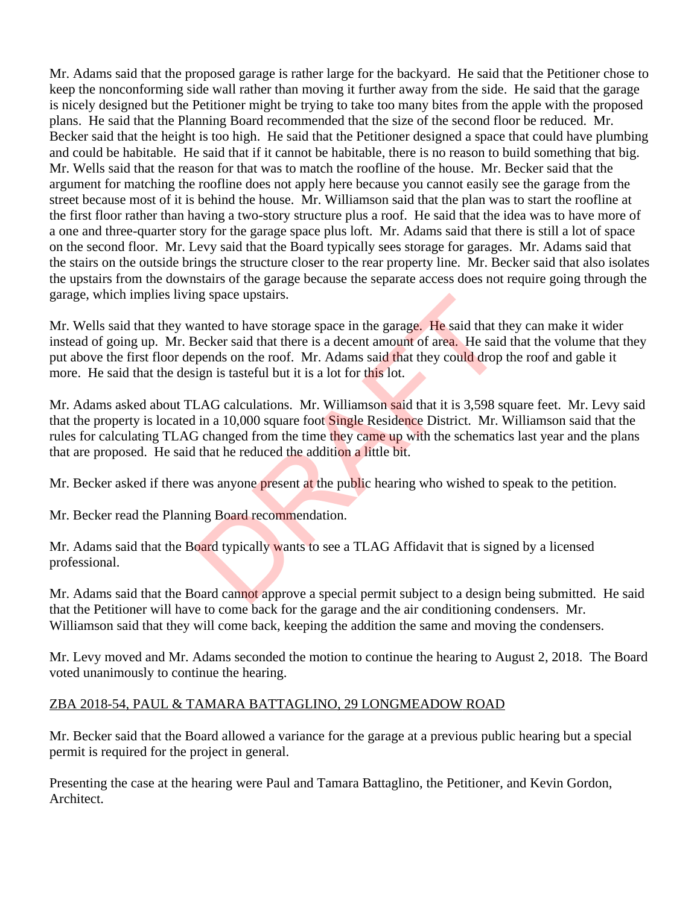Mr. Adams said that the proposed garage is rather large for the backyard. He said that the Petitioner chose to keep the nonconforming side wall rather than moving it further away from the side. He said that the garage is nicely designed but the Petitioner might be trying to take too many bites from the apple with the proposed plans. He said that the Planning Board recommended that the size of the second floor be reduced. Mr. Becker said that the height is too high. He said that the Petitioner designed a space that could have plumbing and could be habitable. He said that if it cannot be habitable, there is no reason to build something that big. Mr. Wells said that the reason for that was to match the roofline of the house. Mr. Becker said that the argument for matching the roofline does not apply here because you cannot easily see the garage from the street because most of it is behind the house. Mr. Williamson said that the plan was to start the roofline at the first floor rather than having a two-story structure plus a roof. He said that the idea was to have more of a one and three-quarter story for the garage space plus loft. Mr. Adams said that there is still a lot of space on the second floor. Mr. Levy said that the Board typically sees storage for garages. Mr. Adams said that the stairs on the outside brings the structure closer to the rear property line. Mr. Becker said that also isolates the upstairs from the downstairs of the garage because the separate access does not require going through the garage, which implies living space upstairs.

Mr. Wells said that they wanted to have storage space in the garage. He said that they can make it wider instead of going up. Mr. Becker said that there is a decent amount of area. He said that the volume that they put above the first floor depends on the roof. Mr. Adams said that they could drop the roof and gable it more. He said that the design is tasteful but it is a lot for this lot.

Mr. Adams asked about TLAG calculations. Mr. Williamson said that it is 3,598 square feet. Mr. Levy said that the property is located in a 10,000 square foot Single Residence District. Mr. Williamson said that the rules for calculating TLAG changed from the time they came up with the schematics last year and the plans that are proposed. He said that he reduced the addition a little bit.

Mr. Becker asked if there was anyone present at the public hearing who wished to speak to the petition.

Mr. Becker read the Planning Board recommendation.

Mr. Adams said that the Board typically wants to see a TLAG Affidavit that is signed by a licensed professional.

Mr. Adams said that the Board cannot approve a special permit subject to a design being submitted. He said that the Petitioner will have to come back for the garage and the air conditioning condensers. Mr. Williamson said that they will come back, keeping the addition the same and moving the condensers.

Mr. Levy moved and Mr. Adams seconded the motion to continue the hearing to August 2, 2018. The Board voted unanimously to continue the hearing.

ZBA 2018-54, PAUL & TAMARA BATTAGLINO, 29 LONGMEADOW ROAD

Mr. Becker said that the Board allowed a variance for the garage at a previous public hearing but a special permit is required for the project in general.

Presenting the case at the hearing were Paul and Tamara Battaglino, the Petitioner, and Kevin Gordon, Architect.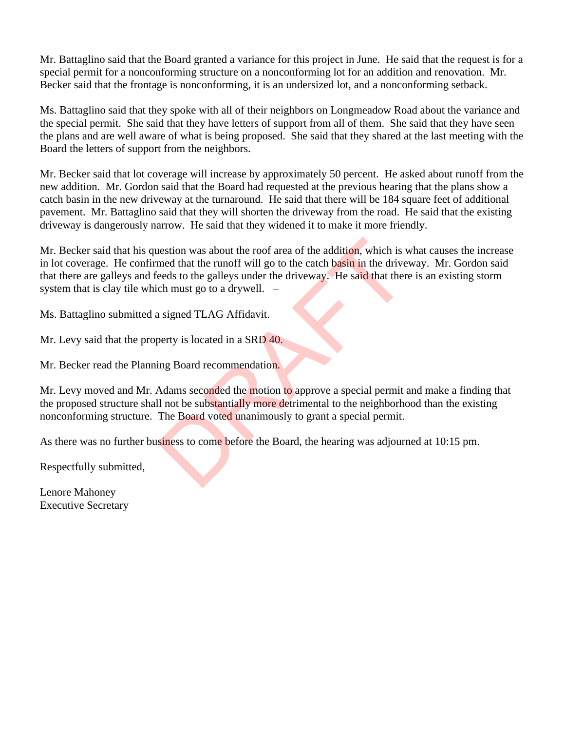Mr. Battaglino said that the Board granted a variance for this project in June. He said that the request is for a special permit for a nonconforming structure on a nonconforming lot for an addition and renovation. Mr. Becker said that the frontage is nonconforming, it is an undersized lot, and a nonconforming setback.

Ms. Battaglino said that they spoke with all of their neighbors on Longmeadow Road about the variance and the special permit. She said that they have letters of support from all of them. She said that they have seen the plans and are well aware of what is being proposed. She said that they shared at the last meeting with the Board the letters of support from the neighbors.

Mr. Becker said that lot coverage will increase by approximately 50 percent. He asked about runoff from the new addition. Mr. Gordon said that the Board had requested at the previous hearing that the plans show a catch basin in the new driveway at the turnaround. He said that there will be 184 square feet of additional pavement. Mr. Battaglino said that they will shorten the driveway from the road. He said that the existing driveway is dangerously narrow. He said that they widened it to make it more friendly.

Mr. Becker said that his question was about the roof area of the addition, which is what causes the increase in lot coverage. He confirmed that the runoff will go to the catch basin in the driveway. Mr. Gordon said that there are galleys and feeds to the galleys under the driveway. He said that there is an existing storm system that is clay tile which must go to a drywell. –

Ms. Battaglino submitted a signed TLAG Affidavit.

Mr. Levy said that the property is located in a SRD 40.

Mr. Becker read the Planning Board recommendation.

Mr. Levy moved and Mr. Adams seconded the motion to approve a special permit and make a finding that the proposed structure shall not be substantially more detrimental to the neighborhood than the existing nonconforming structure. The Board voted unanimously to grant a special permit.

As there was no further business to come before the Board, the hearing was adjourned at 10:15 pm.

Respectfully submitted,

Lenore Mahoney  
Executive Secretary